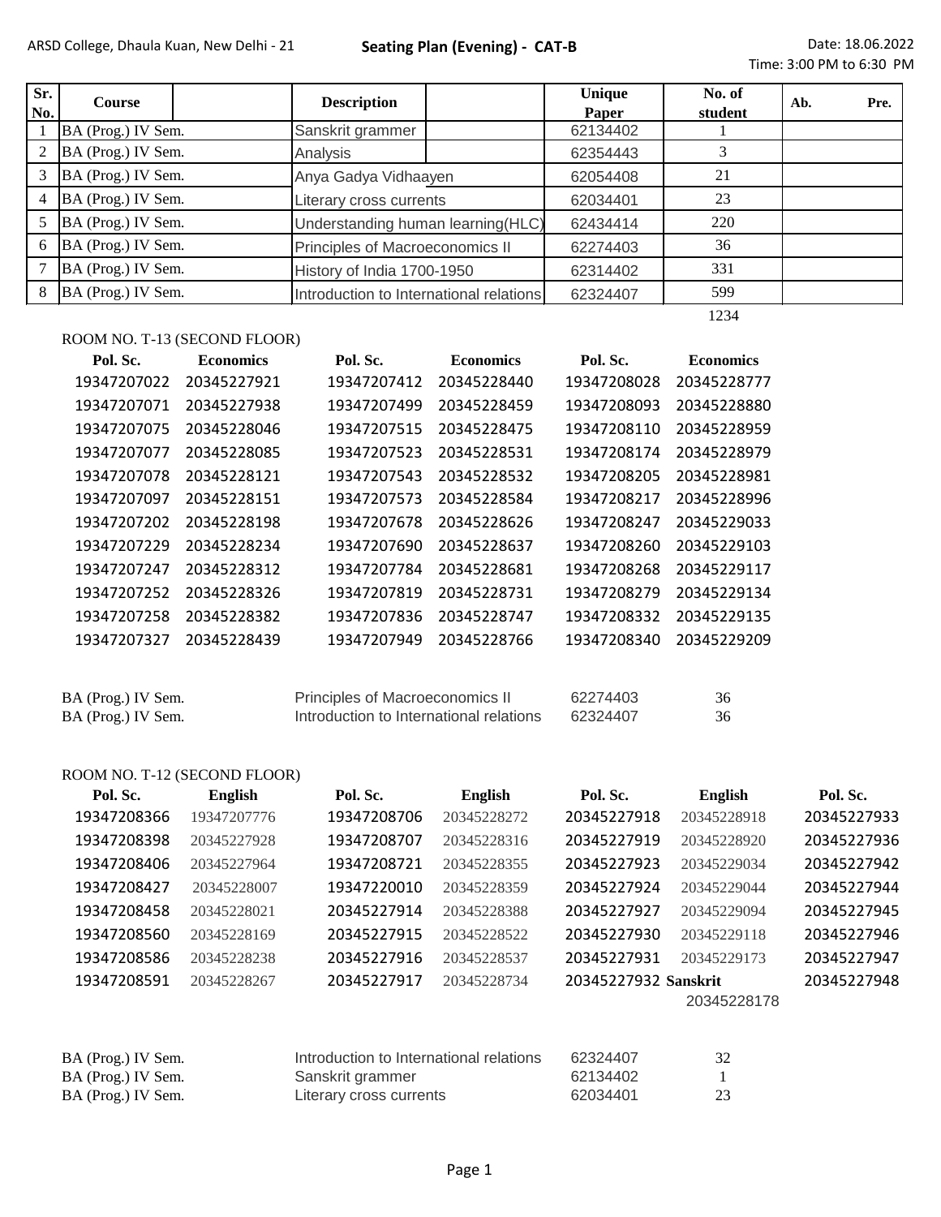ARSD College, Dhaula Kuan, New Delhi - 21

**Seating Plan (Evening) - CAT-B**

Date: 18.06.2022
Time: 3:00 PM to 6:30 PM

| Sr. No. | Course | Description | Unique Paper | No. of student | Ab. | Pre. |
|---|---|---|---|---|---|---|
| 1 | BA (Prog.) IV Sem. | Sanskrit grammer | 62134402 | 1 | | |
| 2 | BA (Prog.) IV Sem. | Analysis | 62354443 | 3 | | |
| 3 | BA (Prog.) IV Sem. | Anya Gadya Vidhaayen | 62054408 | 21 | | |
| 4 | BA (Prog.) IV Sem. | Literary cross currents | 62034401 | 23 | | |
| 5 | BA (Prog.) IV Sem. | Understanding human learning(HLC) | 62434414 | 220 | | |
| 6 | BA (Prog.) IV Sem. | Principles of Macroeconomics II | 62274403 | 36 | | |
| 7 | BA (Prog.) IV Sem. | History of India 1700-1950 | 62314402 | 331 | | |
| 8 | BA (Prog.) IV Sem. | Introduction to International relations | 62324407 | 599 | | |
| | | | | 1234 | | |

ROOM NO. T-13 (SECOND FLOOR)

| Pol. Sc. | Economics | Pol. Sc. | Economics | Pol. Sc. | Economics |
|---|---|---|---|---|---|
| 19347207022 | 20345227921 | 19347207412 | 20345228440 | 19347208028 | 20345228777 |
| 19347207071 | 20345227938 | 19347207499 | 20345228459 | 19347208093 | 20345228880 |
| 19347207075 | 20345228046 | 19347207515 | 20345228475 | 19347208110 | 20345228959 |
| 19347207077 | 20345228085 | 19347207523 | 20345228531 | 19347208174 | 20345228979 |
| 19347207078 | 20345228121 | 19347207543 | 20345228532 | 19347208205 | 20345228981 |
| 19347207097 | 20345228151 | 19347207573 | 20345228584 | 19347208217 | 20345228996 |
| 19347207202 | 20345228198 | 19347207678 | 20345228626 | 19347208247 | 20345229033 |
| 19347207229 | 20345228234 | 19347207690 | 20345228637 | 19347208260 | 20345229103 |
| 19347207247 | 20345228312 | 19347207784 | 20345228681 | 19347208268 | 20345229117 |
| 19347207252 | 20345228326 | 19347207819 | 20345228731 | 19347208279 | 20345229134 |
| 19347207258 | 20345228382 | 19347207836 | 20345228747 | 19347208332 | 20345229135 |
| 19347207327 | 20345228439 | 19347207949 | 20345228766 | 19347208340 | 20345229209 |

| Course | Description | Unique Paper | No. of student |
|---|---|---|---|
| BA (Prog.) IV Sem. | Principles of Macroeconomics II | 62274403 | 36 |
| BA (Prog.) IV Sem. | Introduction to International relations | 62324407 | 36 |

ROOM NO. T-12 (SECOND FLOOR)

| Pol. Sc. | English | Pol. Sc. | English | Pol. Sc. | English | Pol. Sc. |
|---|---|---|---|---|---|---|
| 19347208366 | 19347207776 | 19347208706 | 20345228272 | 20345227918 | 20345228918 | 20345227933 |
| 19347208398 | 20345227928 | 19347208707 | 20345228316 | 20345227919 | 20345228920 | 20345227936 |
| 19347208406 | 20345227964 | 19347208721 | 20345228355 | 20345227923 | 20345229034 | 20345227942 |
| 19347208427 | 20345228007 | 19347220010 | 20345228359 | 20345227924 | 20345229044 | 20345227944 |
| 19347208458 | 20345228021 | 20345227914 | 20345228388 | 20345227927 | 20345229094 | 20345227945 |
| 19347208560 | 20345228169 | 20345227915 | 20345228522 | 20345227930 | 20345229118 | 20345227946 |
| 19347208586 | 20345228238 | 20345227916 | 20345228537 | 20345227931 | 20345229173 | 20345227947 |
| 19347208591 | 20345228267 | 20345227917 | 20345228734 | 20345227932 | **Sanskrit** | 20345227948 |
| | | | | | 20345228178 | |

| Course | Description | Unique Paper | No. of student |
|---|---|---|---|
| BA (Prog.) IV Sem. | Introduction to International relations | 62324407 | 32 |
| BA (Prog.) IV Sem. | Sanskrit grammer | 62134402 | 1 |
| BA (Prog.) IV Sem. | Literary cross currents | 62034401 | 23 |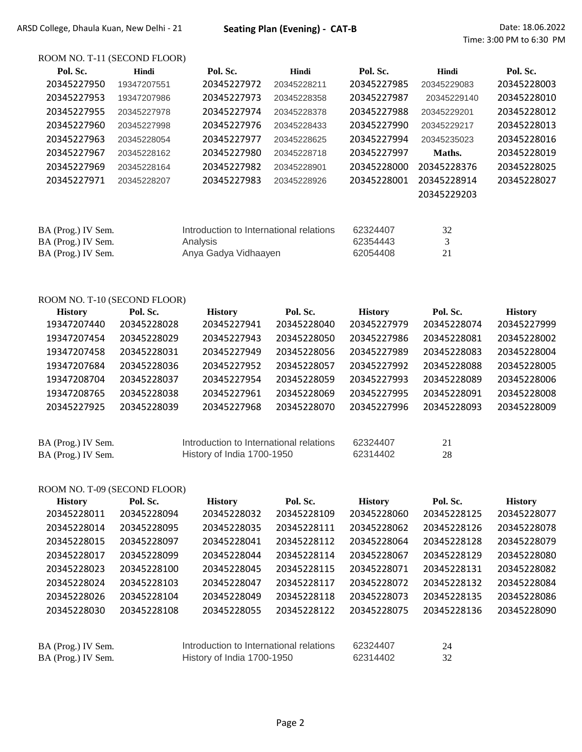ARSD College, Dhaula Kuan, New Delhi - 21 **Seating Plan (Evening) - CAT-B** Date: 18.06.2022
Time: 3:00 PM to 6:30 PM

### ROOM NO. T-11 (SECOND FLOOR)

| Pol. Sc. | Hindi | Pol. Sc. | Hindi | Pol. Sc. | Hindi | Pol. Sc. |
|---|---|---|---|---|---|---|
| 20345227950 | 19347207551 | 20345227972 | 20345228211 | 20345227985 | 20345229083 | 20345228003 |
| 20345227953 | 19347207986 | 20345227973 | 20345228358 | 20345227987 | 20345229140 | 20345228010 |
| 20345227955 | 20345227978 | 20345227974 | 20345228378 | 20345227988 | 20345229201 | 20345228012 |
| 20345227960 | 20345227998 | 20345227976 | 20345228433 | 20345227990 | 20345229217 | 20345228013 |
| 20345227963 | 20345228054 | 20345227977 | 20345228625 | 20345227994 | 20345235023 | 20345228016 |
| 20345227967 | 20345228162 | 20345227980 | 20345228718 | 20345227997 | **Maths.** | 20345228019 |
| 20345227969 | 20345228164 | 20345227982 | 20345228901 | 20345228000 | 20345228376 | 20345228025 |
| 20345227971 | 20345228207 | 20345227983 | 20345228926 | 20345228001 | 20345228914 | 20345228027 |
| | | | | | 20345229203 | |

| | | | |
|---|---|---|---|
| BA (Prog.) IV Sem. | Introduction to International relations | 62324407 | 32 |
| BA (Prog.) IV Sem. | Analysis | 62354443 | 3 |
| BA (Prog.) IV Sem. | Anya Gadya Vidhaayen | 62054408 | 21 |

### ROOM NO. T-10 (SECOND FLOOR)

| History | Pol. Sc. | History | Pol. Sc. | History | Pol. Sc. | History |
|---|---|---|---|---|---|---|
| 19347207440 | 20345228028 | 20345227941 | 20345228040 | 20345227979 | 20345228074 | 20345227999 |
| 19347207454 | 20345228029 | 20345227943 | 20345228050 | 20345227986 | 20345228081 | 20345228002 |
| 19347207458 | 20345228031 | 20345227949 | 20345228056 | 20345227989 | 20345228083 | 20345228004 |
| 19347207684 | 20345228036 | 20345227952 | 20345228057 | 20345227992 | 20345228088 | 20345228005 |
| 19347208704 | 20345228037 | 20345227954 | 20345228059 | 20345227993 | 20345228089 | 20345228006 |
| 19347208765 | 20345228038 | 20345227961 | 20345228069 | 20345227995 | 20345228091 | 20345228008 |
| 20345227925 | 20345228039 | 20345227968 | 20345228070 | 20345227996 | 20345228093 | 20345228009 |

| | | | |
|---|---|---|---|
| BA (Prog.) IV Sem. | Introduction to International relations | 62324407 | 21 |
| BA (Prog.) IV Sem. | History of India 1700-1950 | 62314402 | 28 |

### ROOM NO. T-09 (SECOND FLOOR)

| History | Pol. Sc. | History | Pol. Sc. | History | Pol. Sc. | History |
|---|---|---|---|---|---|---|
| 20345228011 | 20345228094 | 20345228032 | 20345228109 | 20345228060 | 20345228125 | 20345228077 |
| 20345228014 | 20345228095 | 20345228035 | 20345228111 | 20345228062 | 20345228126 | 20345228078 |
| 20345228015 | 20345228097 | 20345228041 | 20345228112 | 20345228064 | 20345228128 | 20345228079 |
| 20345228017 | 20345228099 | 20345228044 | 20345228114 | 20345228067 | 20345228129 | 20345228080 |
| 20345228023 | 20345228100 | 20345228045 | 20345228115 | 20345228071 | 20345228131 | 20345228082 |
| 20345228024 | 20345228103 | 20345228047 | 20345228117 | 20345228072 | 20345228132 | 20345228084 |
| 20345228026 | 20345228104 | 20345228049 | 20345228118 | 20345228073 | 20345228135 | 20345228086 |
| 20345228030 | 20345228108 | 20345228055 | 20345228122 | 20345228075 | 20345228136 | 20345228090 |

| | | | |
|---|---|---|---|
| BA (Prog.) IV Sem. | Introduction to International relations | 62324407 | 24 |
| BA (Prog.) IV Sem. | History of India 1700-1950 | 62314402 | 32 |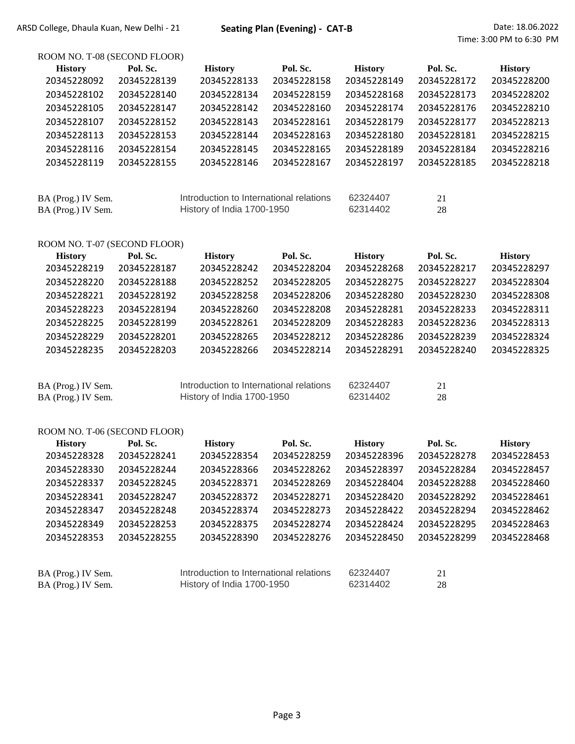ARSD College, Dhaula Kuan, New Delhi - 21 **Seating Plan (Evening) - CAT-B** Date: 18.06.2022
Time: 3:00 PM to 6:30 PM

ROOM NO. T-08 (SECOND FLOOR)

| History | Pol. Sc. | History | Pol. Sc. | History | Pol. Sc. | History |
|---|---|---|---|---|---|---|
| 20345228092 | 20345228139 | 20345228133 | 20345228158 | 20345228149 | 20345228172 | 20345228200 |
| 20345228102 | 20345228140 | 20345228134 | 20345228159 | 20345228168 | 20345228173 | 20345228202 |
| 20345228105 | 20345228147 | 20345228142 | 20345228160 | 20345228174 | 20345228176 | 20345228210 |
| 20345228107 | 20345228152 | 20345228143 | 20345228161 | 20345228179 | 20345228177 | 20345228213 |
| 20345228113 | 20345228153 | 20345228144 | 20345228163 | 20345228180 | 20345228181 | 20345228215 |
| 20345228116 | 20345228154 | 20345228145 | 20345228165 | 20345228189 | 20345228184 | 20345228216 |
| 20345228119 | 20345228155 | 20345228146 | 20345228167 | 20345228197 | 20345228185 | 20345228218 |

| | | | |
|---|---|---|---|
| BA (Prog.) IV Sem. | Introduction to International relations | 62324407 | 21 |
| BA (Prog.) IV Sem. | History of India 1700-1950 | 62314402 | 28 |

ROOM NO. T-07 (SECOND FLOOR)

| History | Pol. Sc. | History | Pol. Sc. | History | Pol. Sc. | History |
|---|---|---|---|---|---|---|
| 20345228219 | 20345228187 | 20345228242 | 20345228204 | 20345228268 | 20345228217 | 20345228297 |
| 20345228220 | 20345228188 | 20345228252 | 20345228205 | 20345228275 | 20345228227 | 20345228304 |
| 20345228221 | 20345228192 | 20345228258 | 20345228206 | 20345228280 | 20345228230 | 20345228308 |
| 20345228223 | 20345228194 | 20345228260 | 20345228208 | 20345228281 | 20345228233 | 20345228311 |
| 20345228225 | 20345228199 | 20345228261 | 20345228209 | 20345228283 | 20345228236 | 20345228313 |
| 20345228229 | 20345228201 | 20345228265 | 20345228212 | 20345228286 | 20345228239 | 20345228324 |
| 20345228235 | 20345228203 | 20345228266 | 20345228214 | 20345228291 | 20345228240 | 20345228325 |

| | | | |
|---|---|---|---|
| BA (Prog.) IV Sem. | Introduction to International relations | 62324407 | 21 |
| BA (Prog.) IV Sem. | History of India 1700-1950 | 62314402 | 28 |

ROOM NO. T-06 (SECOND FLOOR)

| History | Pol. Sc. | History | Pol. Sc. | History | Pol. Sc. | History |
|---|---|---|---|---|---|---|
| 20345228328 | 20345228241 | 20345228354 | 20345228259 | 20345228396 | 20345228278 | 20345228453 |
| 20345228330 | 20345228244 | 20345228366 | 20345228262 | 20345228397 | 20345228284 | 20345228457 |
| 20345228337 | 20345228245 | 20345228371 | 20345228269 | 20345228404 | 20345228288 | 20345228460 |
| 20345228341 | 20345228247 | 20345228372 | 20345228271 | 20345228420 | 20345228292 | 20345228461 |
| 20345228347 | 20345228248 | 20345228374 | 20345228273 | 20345228422 | 20345228294 | 20345228462 |
| 20345228349 | 20345228253 | 20345228375 | 20345228274 | 20345228424 | 20345228295 | 20345228463 |
| 20345228353 | 20345228255 | 20345228390 | 20345228276 | 20345228450 | 20345228299 | 20345228468 |

| | | | |
|---|---|---|---|
| BA (Prog.) IV Sem. | Introduction to International relations | 62324407 | 21 |
| BA (Prog.) IV Sem. | History of India 1700-1950 | 62314402 | 28 |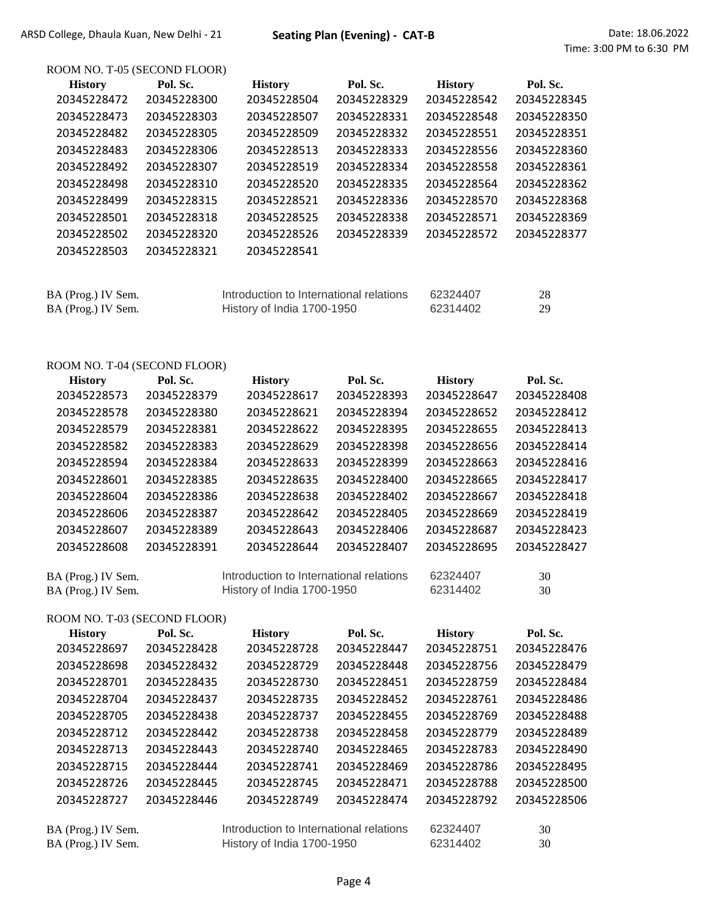ARSD College, Dhaula Kuan, New Delhi - 21 **Seating Plan (Evening) - CAT-B** Date: 18.06.2022
Time: 3:00 PM to 6:30 PM

### ROOM NO. T-05 (SECOND FLOOR)

| History | Pol. Sc. | History | Pol. Sc. | History | Pol. Sc. |
|---|---|---|---|---|---|
| 20345228472 | 20345228300 | 20345228504 | 20345228329 | 20345228542 | 20345228345 |
| 20345228473 | 20345228303 | 20345228507 | 20345228331 | 20345228548 | 20345228350 |
| 20345228482 | 20345228305 | 20345228509 | 20345228332 | 20345228551 | 20345228351 |
| 20345228483 | 20345228306 | 20345228513 | 20345228333 | 20345228556 | 20345228360 |
| 20345228492 | 20345228307 | 20345228519 | 20345228334 | 20345228558 | 20345228361 |
| 20345228498 | 20345228310 | 20345228520 | 20345228335 | 20345228564 | 20345228362 |
| 20345228499 | 20345228315 | 20345228521 | 20345228336 | 20345228570 | 20345228368 |
| 20345228501 | 20345228318 | 20345228525 | 20345228338 | 20345228571 | 20345228369 |
| 20345228502 | 20345228320 | 20345228526 | 20345228339 | 20345228572 | 20345228377 |
| 20345228503 | 20345228321 | 20345228541 | | | |

| | | | |
|---|---|---|---|
| BA (Prog.) IV Sem. | Introduction to International relations | 62324407 | 28 |
| BA (Prog.) IV Sem. | History of India 1700-1950 | 62314402 | 29 |

### ROOM NO. T-04 (SECOND FLOOR)

| History | Pol. Sc. | History | Pol. Sc. | History | Pol. Sc. |
|---|---|---|---|---|---|
| 20345228573 | 20345228379 | 20345228617 | 20345228393 | 20345228647 | 20345228408 |
| 20345228578 | 20345228380 | 20345228621 | 20345228394 | 20345228652 | 20345228412 |
| 20345228579 | 20345228381 | 20345228622 | 20345228395 | 20345228655 | 20345228413 |
| 20345228582 | 20345228383 | 20345228629 | 20345228398 | 20345228656 | 20345228414 |
| 20345228594 | 20345228384 | 20345228633 | 20345228399 | 20345228663 | 20345228416 |
| 20345228601 | 20345228385 | 20345228635 | 20345228400 | 20345228665 | 20345228417 |
| 20345228604 | 20345228386 | 20345228638 | 20345228402 | 20345228667 | 20345228418 |
| 20345228606 | 20345228387 | 20345228642 | 20345228405 | 20345228669 | 20345228419 |
| 20345228607 | 20345228389 | 20345228643 | 20345228406 | 20345228687 | 20345228423 |
| 20345228608 | 20345228391 | 20345228644 | 20345228407 | 20345228695 | 20345228427 |

| | | | |
|---|---|---|---|
| BA (Prog.) IV Sem. | Introduction to International relations | 62324407 | 30 |
| BA (Prog.) IV Sem. | History of India 1700-1950 | 62314402 | 30 |

### ROOM NO. T-03 (SECOND FLOOR)

| History | Pol. Sc. | History | Pol. Sc. | History | Pol. Sc. |
|---|---|---|---|---|---|
| 20345228697 | 20345228428 | 20345228728 | 20345228447 | 20345228751 | 20345228476 |
| 20345228698 | 20345228432 | 20345228729 | 20345228448 | 20345228756 | 20345228479 |
| 20345228701 | 20345228435 | 20345228730 | 20345228451 | 20345228759 | 20345228484 |
| 20345228704 | 20345228437 | 20345228735 | 20345228452 | 20345228761 | 20345228486 |
| 20345228705 | 20345228438 | 20345228737 | 20345228455 | 20345228769 | 20345228488 |
| 20345228712 | 20345228442 | 20345228738 | 20345228458 | 20345228779 | 20345228489 |
| 20345228713 | 20345228443 | 20345228740 | 20345228465 | 20345228783 | 20345228490 |
| 20345228715 | 20345228444 | 20345228741 | 20345228469 | 20345228786 | 20345228495 |
| 20345228726 | 20345228445 | 20345228745 | 20345228471 | 20345228788 | 20345228500 |
| 20345228727 | 20345228446 | 20345228749 | 20345228474 | 20345228792 | 20345228506 |

| | | | |
|---|---|---|---|
| BA (Prog.) IV Sem. | Introduction to International relations | 62324407 | 30 |
| BA (Prog.) IV Sem. | History of India 1700-1950 | 62314402 | 30 |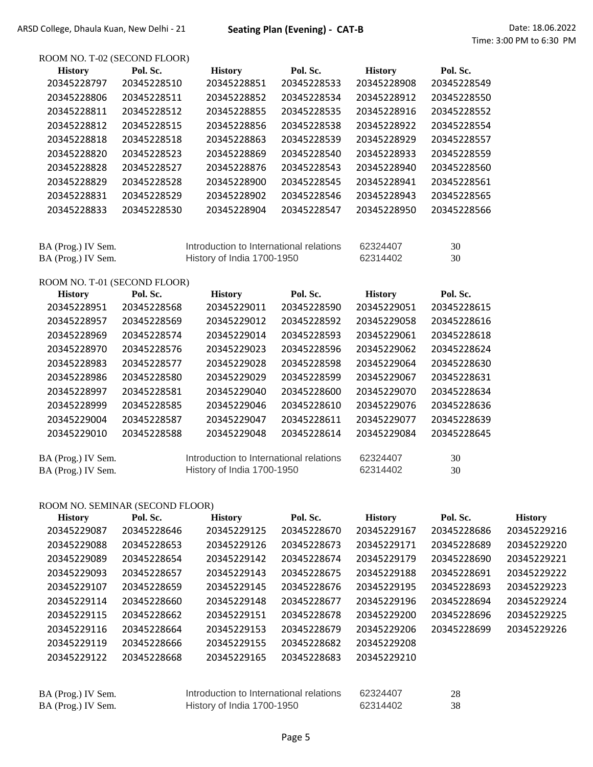ARSD College, Dhaula Kuan, New Delhi - 21 **Seating Plan (Evening) - CAT-B** Date: 18.06.2022
Time: 3:00 PM to 6:30 PM

ROOM NO. T-02 (SECOND FLOOR)

| History | Pol. Sc. | History | Pol. Sc. | History | Pol. Sc. |
|---|---|---|---|---|---|
| 20345228797 | 20345228510 | 20345228851 | 20345228533 | 20345228908 | 20345228549 |
| 20345228806 | 20345228511 | 20345228852 | 20345228534 | 20345228912 | 20345228550 |
| 20345228811 | 20345228512 | 20345228855 | 20345228535 | 20345228916 | 20345228552 |
| 20345228812 | 20345228515 | 20345228856 | 20345228538 | 20345228922 | 20345228554 |
| 20345228818 | 20345228518 | 20345228863 | 20345228539 | 20345228929 | 20345228557 |
| 20345228820 | 20345228523 | 20345228869 | 20345228540 | 20345228933 | 20345228559 |
| 20345228828 | 20345228527 | 20345228876 | 20345228543 | 20345228940 | 20345228560 |
| 20345228829 | 20345228528 | 20345228900 | 20345228545 | 20345228941 | 20345228561 |
| 20345228831 | 20345228529 | 20345228902 | 20345228546 | 20345228943 | 20345228565 |
| 20345228833 | 20345228530 | 20345228904 | 20345228547 | 20345228950 | 20345228566 |

| | | | |
|---|---|---|---|
| BA (Prog.) IV Sem. | Introduction to International relations | 62324407 | 30 |
| BA (Prog.) IV Sem. | History of India 1700-1950 | 62314402 | 30 |

ROOM NO. T-01 (SECOND FLOOR)

| History | Pol. Sc. | History | Pol. Sc. | History | Pol. Sc. |
|---|---|---|---|---|---|
| 20345228951 | 20345228568 | 20345229011 | 20345228590 | 20345229051 | 20345228615 |
| 20345228957 | 20345228569 | 20345229012 | 20345228592 | 20345229058 | 20345228616 |
| 20345228969 | 20345228574 | 20345229014 | 20345228593 | 20345229061 | 20345228618 |
| 20345228970 | 20345228576 | 20345229023 | 20345228596 | 20345229062 | 20345228624 |
| 20345228983 | 20345228577 | 20345229028 | 20345228598 | 20345229064 | 20345228630 |
| 20345228986 | 20345228580 | 20345229029 | 20345228599 | 20345229067 | 20345228631 |
| 20345228997 | 20345228581 | 20345229040 | 20345228600 | 20345229070 | 20345228634 |
| 20345228999 | 20345228585 | 20345229046 | 20345228610 | 20345229076 | 20345228636 |
| 20345229004 | 20345228587 | 20345229047 | 20345228611 | 20345229077 | 20345228639 |
| 20345229010 | 20345228588 | 20345229048 | 20345228614 | 20345229084 | 20345228645 |

| | | | |
|---|---|---|---|
| BA (Prog.) IV Sem. | Introduction to International relations | 62324407 | 30 |
| BA (Prog.) IV Sem. | History of India 1700-1950 | 62314402 | 30 |

ROOM NO. SEMINAR (SECOND FLOOR)

| History | Pol. Sc. | History | Pol. Sc. | History | Pol. Sc. | History |
|---|---|---|---|---|---|---|
| 20345229087 | 20345228646 | 20345229125 | 20345228670 | 20345229167 | 20345228686 | 20345229216 |
| 20345229088 | 20345228653 | 20345229126 | 20345228673 | 20345229171 | 20345228689 | 20345229220 |
| 20345229089 | 20345228654 | 20345229142 | 20345228674 | 20345229179 | 20345228690 | 20345229221 |
| 20345229093 | 20345228657 | 20345229143 | 20345228675 | 20345229188 | 20345228691 | 20345229222 |
| 20345229107 | 20345228659 | 20345229145 | 20345228676 | 20345229195 | 20345228693 | 20345229223 |
| 20345229114 | 20345228660 | 20345229148 | 20345228677 | 20345229196 | 20345228694 | 20345229224 |
| 20345229115 | 20345228662 | 20345229151 | 20345228678 | 20345229200 | 20345228696 | 20345229225 |
| 20345229116 | 20345228664 | 20345229153 | 20345228679 | 20345229206 | 20345228699 | 20345229226 |
| 20345229119 | 20345228666 | 20345229155 | 20345228682 | 20345229208 | | |
| 20345229122 | 20345228668 | 20345229165 | 20345228683 | 20345229210 | | |

| | | | |
|---|---|---|---|
| BA (Prog.) IV Sem. | Introduction to International relations | 62324407 | 28 |
| BA (Prog.) IV Sem. | History of India 1700-1950 | 62314402 | 38 |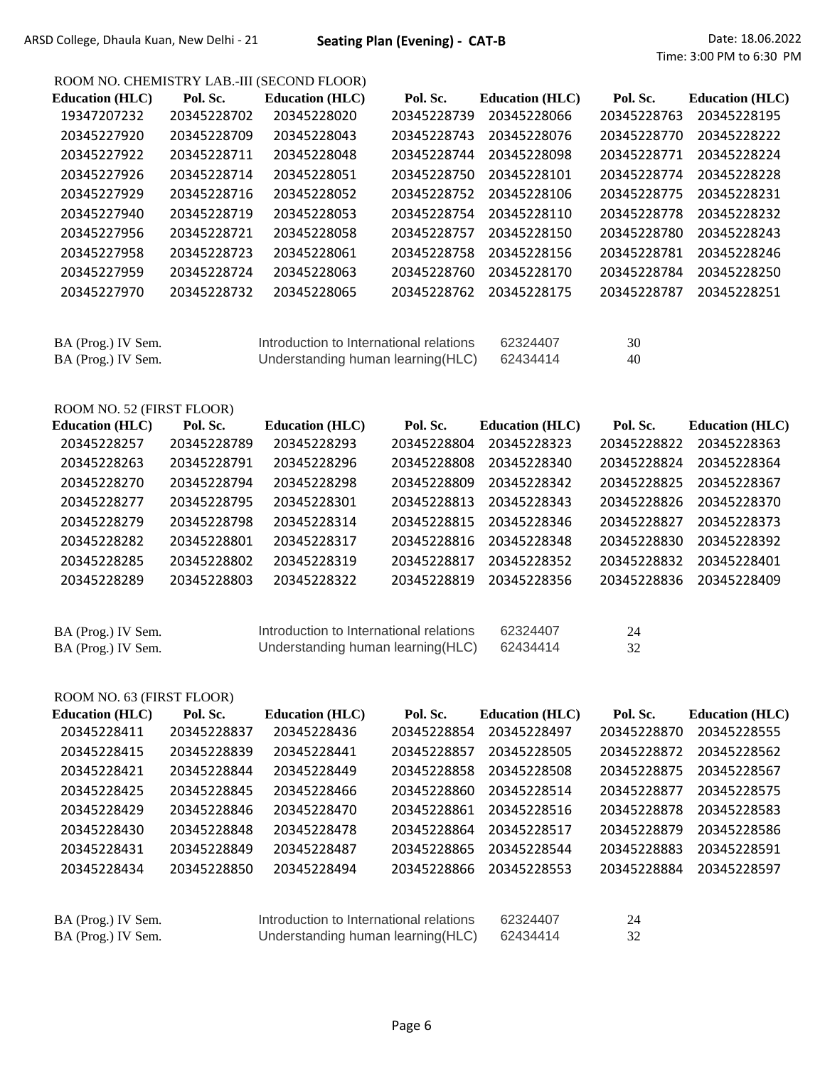ARSD College, Dhaula Kuan, New Delhi - 21 **Seating Plan (Evening) - CAT-B** Date: 18.06.2022

Time: 3:00 PM to 6:30 PM

ROOM NO. CHEMISTRY LAB.-III (SECOND FLOOR)

| Education (HLC) | Pol. Sc. | Education (HLC) | Pol. Sc. | Education (HLC) | Pol. Sc. | Education (HLC) |
|---|---|---|---|---|---|---|
| 19347207232 | 20345228702 | 20345228020 | 20345228739 | 20345228066 | 20345228763 | 20345228195 |
| 20345227920 | 20345228709 | 20345228043 | 20345228743 | 20345228076 | 20345228770 | 20345228222 |
| 20345227922 | 20345228711 | 20345228048 | 20345228744 | 20345228098 | 20345228771 | 20345228224 |
| 20345227926 | 20345228714 | 20345228051 | 20345228750 | 20345228101 | 20345228774 | 20345228228 |
| 20345227929 | 20345228716 | 20345228052 | 20345228752 | 20345228106 | 20345228775 | 20345228231 |
| 20345227940 | 20345228719 | 20345228053 | 20345228754 | 20345228110 | 20345228778 | 20345228232 |
| 20345227956 | 20345228721 | 20345228058 | 20345228757 | 20345228150 | 20345228780 | 20345228243 |
| 20345227958 | 20345228723 | 20345228061 | 20345228758 | 20345228156 | 20345228781 | 20345228246 |
| 20345227959 | 20345228724 | 20345228063 | 20345228760 | 20345228170 | 20345228784 | 20345228250 |
| 20345227970 | 20345228732 | 20345228065 | 20345228762 | 20345228175 | 20345228787 | 20345228251 |

| | | | |
|---|---|---|---|
| BA (Prog.) IV Sem. | Introduction to International relations | 62324407 | 30 |
| BA (Prog.) IV Sem. | Understanding human learning(HLC) | 62434414 | 40 |

ROOM NO. 52 (FIRST FLOOR)

| Education (HLC) | Pol. Sc. | Education (HLC) | Pol. Sc. | Education (HLC) | Pol. Sc. | Education (HLC) |
|---|---|---|---|---|---|---|
| 20345228257 | 20345228789 | 20345228293 | 20345228804 | 20345228323 | 20345228822 | 20345228363 |
| 20345228263 | 20345228791 | 20345228296 | 20345228808 | 20345228340 | 20345228824 | 20345228364 |
| 20345228270 | 20345228794 | 20345228298 | 20345228809 | 20345228342 | 20345228825 | 20345228367 |
| 20345228277 | 20345228795 | 20345228301 | 20345228813 | 20345228343 | 20345228826 | 20345228370 |
| 20345228279 | 20345228798 | 20345228314 | 20345228815 | 20345228346 | 20345228827 | 20345228373 |
| 20345228282 | 20345228801 | 20345228317 | 20345228816 | 20345228348 | 20345228830 | 20345228392 |
| 20345228285 | 20345228802 | 20345228319 | 20345228817 | 20345228352 | 20345228832 | 20345228401 |
| 20345228289 | 20345228803 | 20345228322 | 20345228819 | 20345228356 | 20345228836 | 20345228409 |

| | | | |
|---|---|---|---|
| BA (Prog.) IV Sem. | Introduction to International relations | 62324407 | 24 |
| BA (Prog.) IV Sem. | Understanding human learning(HLC) | 62434414 | 32 |

ROOM NO. 63 (FIRST FLOOR)

| Education (HLC) | Pol. Sc. | Education (HLC) | Pol. Sc. | Education (HLC) | Pol. Sc. | Education (HLC) |
|---|---|---|---|---|---|---|
| 20345228411 | 20345228837 | 20345228436 | 20345228854 | 20345228497 | 20345228870 | 20345228555 |
| 20345228415 | 20345228839 | 20345228441 | 20345228857 | 20345228505 | 20345228872 | 20345228562 |
| 20345228421 | 20345228844 | 20345228449 | 20345228858 | 20345228508 | 20345228875 | 20345228567 |
| 20345228425 | 20345228845 | 20345228466 | 20345228860 | 20345228514 | 20345228877 | 20345228575 |
| 20345228429 | 20345228846 | 20345228470 | 20345228861 | 20345228516 | 20345228878 | 20345228583 |
| 20345228430 | 20345228848 | 20345228478 | 20345228864 | 20345228517 | 20345228879 | 20345228586 |
| 20345228431 | 20345228849 | 20345228487 | 20345228865 | 20345228544 | 20345228883 | 20345228591 |
| 20345228434 | 20345228850 | 20345228494 | 20345228866 | 20345228553 | 20345228884 | 20345228597 |

| | | | |
|---|---|---|---|
| BA (Prog.) IV Sem. | Introduction to International relations | 62324407 | 24 |
| BA (Prog.) IV Sem. | Understanding human learning(HLC) | 62434414 | 32 |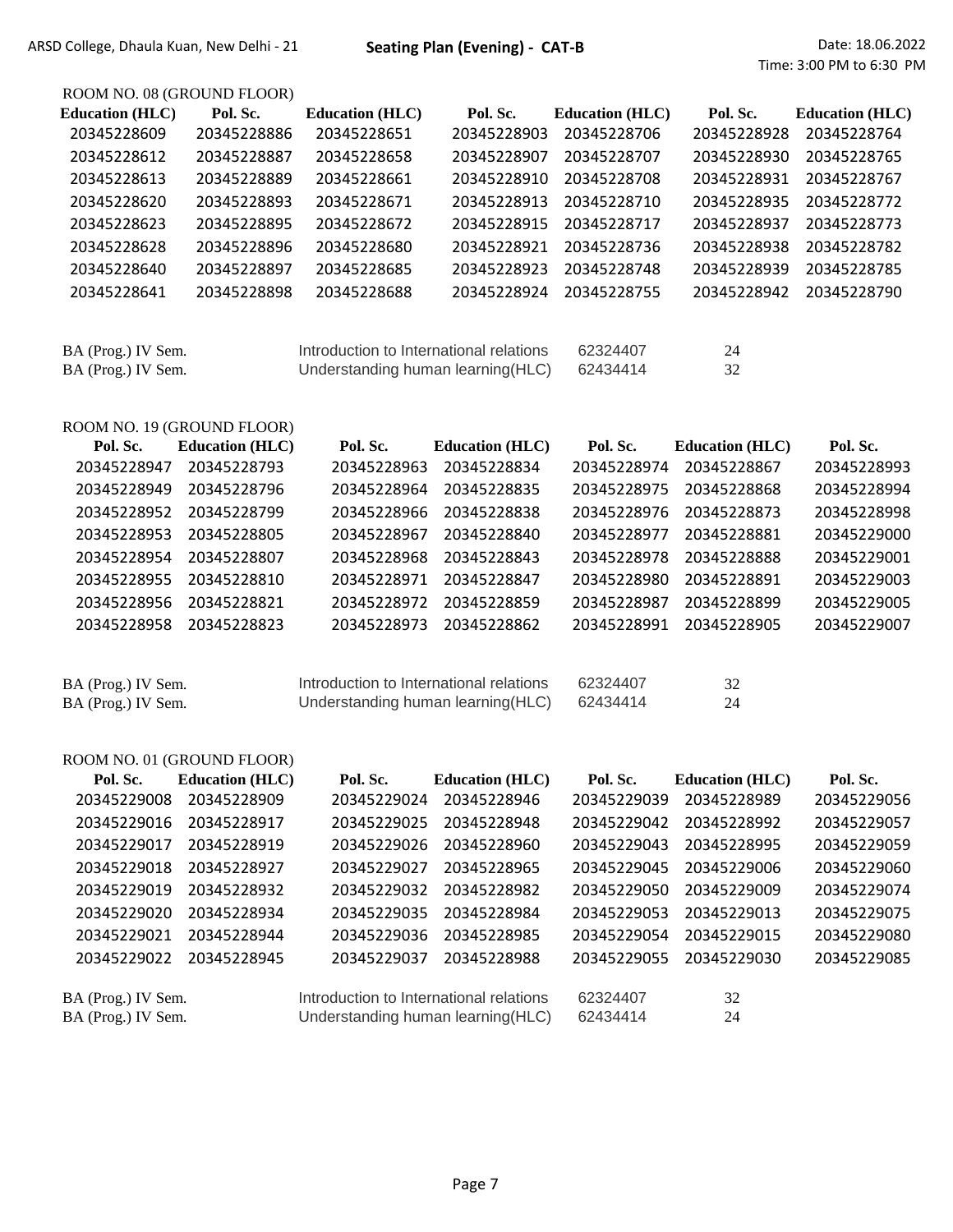ARSD College, Dhaula Kuan, New Delhi - 21 **Seating Plan (Evening) - CAT-B** Date: 18.06.2022
Time: 3:00 PM to 6:30 PM

ROOM NO. 08 (GROUND FLOOR)

| Education (HLC) | Pol. Sc. | Education (HLC) | Pol. Sc. | Education (HLC) | Pol. Sc. | Education (HLC) |
|---|---|---|---|---|---|---|
| 20345228609 | 20345228886 | 20345228651 | 20345228903 | 20345228706 | 20345228928 | 20345228764 |
| 20345228612 | 20345228887 | 20345228658 | 20345228907 | 20345228707 | 20345228930 | 20345228765 |
| 20345228613 | 20345228889 | 20345228661 | 20345228910 | 20345228708 | 20345228931 | 20345228767 |
| 20345228620 | 20345228893 | 20345228671 | 20345228913 | 20345228710 | 20345228935 | 20345228772 |
| 20345228623 | 20345228895 | 20345228672 | 20345228915 | 20345228717 | 20345228937 | 20345228773 |
| 20345228628 | 20345228896 | 20345228680 | 20345228921 | 20345228736 | 20345228938 | 20345228782 |
| 20345228640 | 20345228897 | 20345228685 | 20345228923 | 20345228748 | 20345228939 | 20345228785 |
| 20345228641 | 20345228898 | 20345228688 | 20345228924 | 20345228755 | 20345228942 | 20345228790 |

| | | | |
|---|---|---|---|
| BA (Prog.) IV Sem. | Introduction to International relations | 62324407 | 24 |
| BA (Prog.) IV Sem. | Understanding human learning(HLC) | 62434414 | 32 |

ROOM NO. 19 (GROUND FLOOR)

| Pol. Sc. | Education (HLC) | Pol. Sc. | Education (HLC) | Pol. Sc. | Education (HLC) | Pol. Sc. |
|---|---|---|---|---|---|---|
| 20345228947 | 20345228793 | 20345228963 | 20345228834 | 20345228974 | 20345228867 | 20345228993 |
| 20345228949 | 20345228796 | 20345228964 | 20345228835 | 20345228975 | 20345228868 | 20345228994 |
| 20345228952 | 20345228799 | 20345228966 | 20345228838 | 20345228976 | 20345228873 | 20345228998 |
| 20345228953 | 20345228805 | 20345228967 | 20345228840 | 20345228977 | 20345228881 | 20345229000 |
| 20345228954 | 20345228807 | 20345228968 | 20345228843 | 20345228978 | 20345228888 | 20345229001 |
| 20345228955 | 20345228810 | 20345228971 | 20345228847 | 20345228980 | 20345228891 | 20345229003 |
| 20345228956 | 20345228821 | 20345228972 | 20345228859 | 20345228987 | 20345228899 | 20345229005 |
| 20345228958 | 20345228823 | 20345228973 | 20345228862 | 20345228991 | 20345228905 | 20345229007 |

| | | | |
|---|---|---|---|
| BA (Prog.) IV Sem. | Introduction to International relations | 62324407 | 32 |
| BA (Prog.) IV Sem. | Understanding human learning(HLC) | 62434414 | 24 |

ROOM NO. 01 (GROUND FLOOR)

| Pol. Sc. | Education (HLC) | Pol. Sc. | Education (HLC) | Pol. Sc. | Education (HLC) | Pol. Sc. |
|---|---|---|---|---|---|---|
| 20345229008 | 20345228909 | 20345229024 | 20345228946 | 20345229039 | 20345228989 | 20345229056 |
| 20345229016 | 20345228917 | 20345229025 | 20345228948 | 20345229042 | 20345228992 | 20345229057 |
| 20345229017 | 20345228919 | 20345229026 | 20345228960 | 20345229043 | 20345228995 | 20345229059 |
| 20345229018 | 20345228927 | 20345229027 | 20345228965 | 20345229045 | 20345229006 | 20345229060 |
| 20345229019 | 20345228932 | 20345229032 | 20345228982 | 20345229050 | 20345229009 | 20345229074 |
| 20345229020 | 20345228934 | 20345229035 | 20345228984 | 20345229053 | 20345229013 | 20345229075 |
| 20345229021 | 20345228944 | 20345229036 | 20345228985 | 20345229054 | 20345229015 | 20345229080 |
| 20345229022 | 20345228945 | 20345229037 | 20345228988 | 20345229055 | 20345229030 | 20345229085 |

| | | | |
|---|---|---|---|
| BA (Prog.) IV Sem. | Introduction to International relations | 62324407 | 32 |
| BA (Prog.) IV Sem. | Understanding human learning(HLC) | 62434414 | 24 |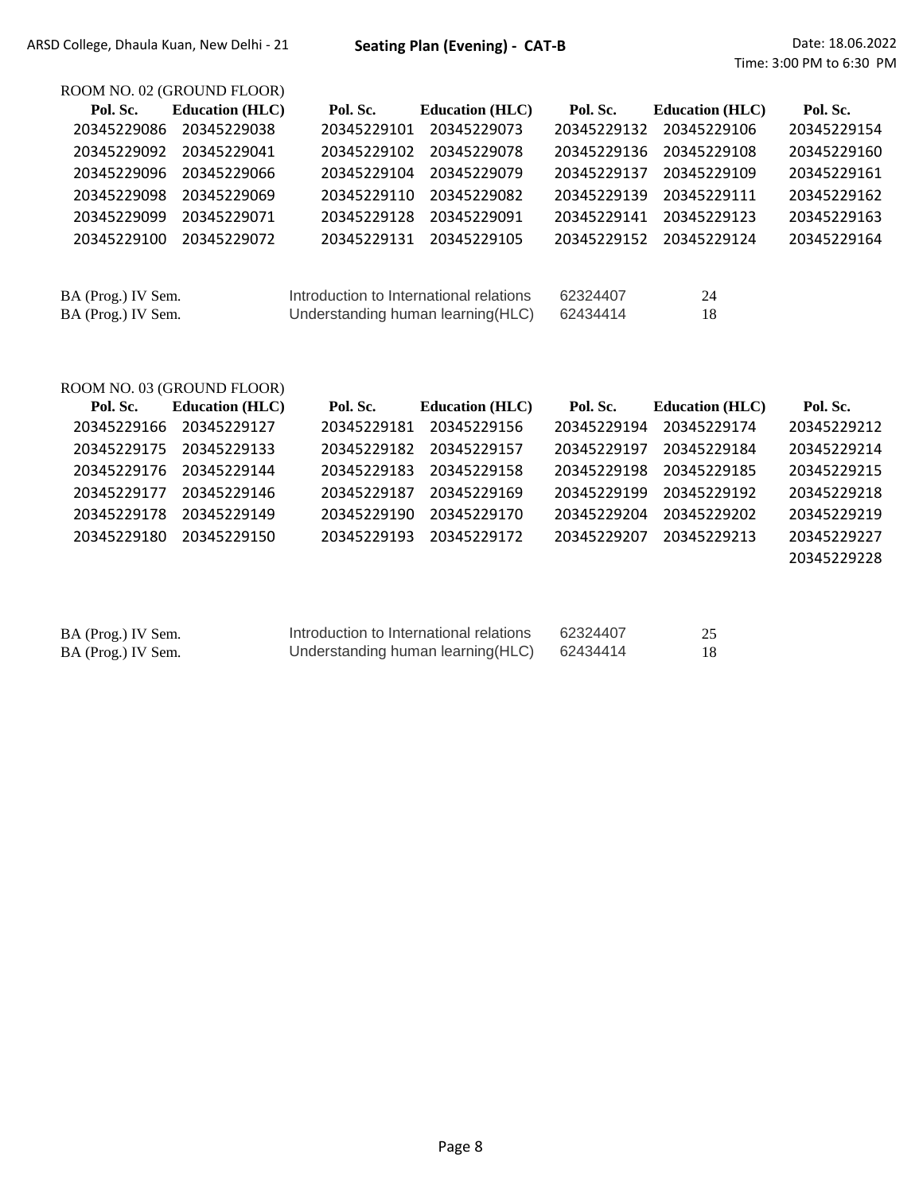ROOM NO. 02 (GROUND FLOOR)

| Pol. Sc. | Education (HLC) | Pol. Sc. | Education (HLC) | Pol. Sc. | Education (HLC) | Pol. Sc. |
|---|---|---|---|---|---|---|
| 20345229086 | 20345229038 | 20345229101 | 20345229073 | 20345229132 | 20345229106 | 20345229154 |
| 20345229092 | 20345229041 | 20345229102 | 20345229078 | 20345229136 | 20345229108 | 20345229160 |
| 20345229096 | 20345229066 | 20345229104 | 20345229079 | 20345229137 | 20345229109 | 20345229161 |
| 20345229098 | 20345229069 | 20345229110 | 20345229082 | 20345229139 | 20345229111 | 20345229162 |
| 20345229099 | 20345229071 | 20345229128 | 20345229091 | 20345229141 | 20345229123 | 20345229163 |
| 20345229100 | 20345229072 | 20345229131 | 20345229105 | 20345229152 | 20345229124 | 20345229164 |

| | | | |
|---|---|---|---|
| BA (Prog.) IV Sem. | Introduction to International relations | 62324407 | 24 |
| BA (Prog.) IV Sem. | Understanding human learning(HLC) | 62434414 | 18 |

ROOM NO. 03 (GROUND FLOOR)

| Pol. Sc. | Education (HLC) | Pol. Sc. | Education (HLC) | Pol. Sc. | Education (HLC) | Pol. Sc. |
|---|---|---|---|---|---|---|
| 20345229166 | 20345229127 | 20345229181 | 20345229156 | 20345229194 | 20345229174 | 20345229212 |
| 20345229175 | 20345229133 | 20345229182 | 20345229157 | 20345229197 | 20345229184 | 20345229214 |
| 20345229176 | 20345229144 | 20345229183 | 20345229158 | 20345229198 | 20345229185 | 20345229215 |
| 20345229177 | 20345229146 | 20345229187 | 20345229169 | 20345229199 | 20345229192 | 20345229218 |
| 20345229178 | 20345229149 | 20345229190 | 20345229170 | 20345229204 | 20345229202 | 20345229219 |
| 20345229180 | 20345229150 | 20345229193 | 20345229172 | 20345229207 | 20345229213 | 20345229227 |
| | | | | | | 20345229228 |

| | | | |
|---|---|---|---|
| BA (Prog.) IV Sem. | Introduction to International relations | 62324407 | 25 |
| BA (Prog.) IV Sem. | Understanding human learning(HLC) | 62434414 | 18 |